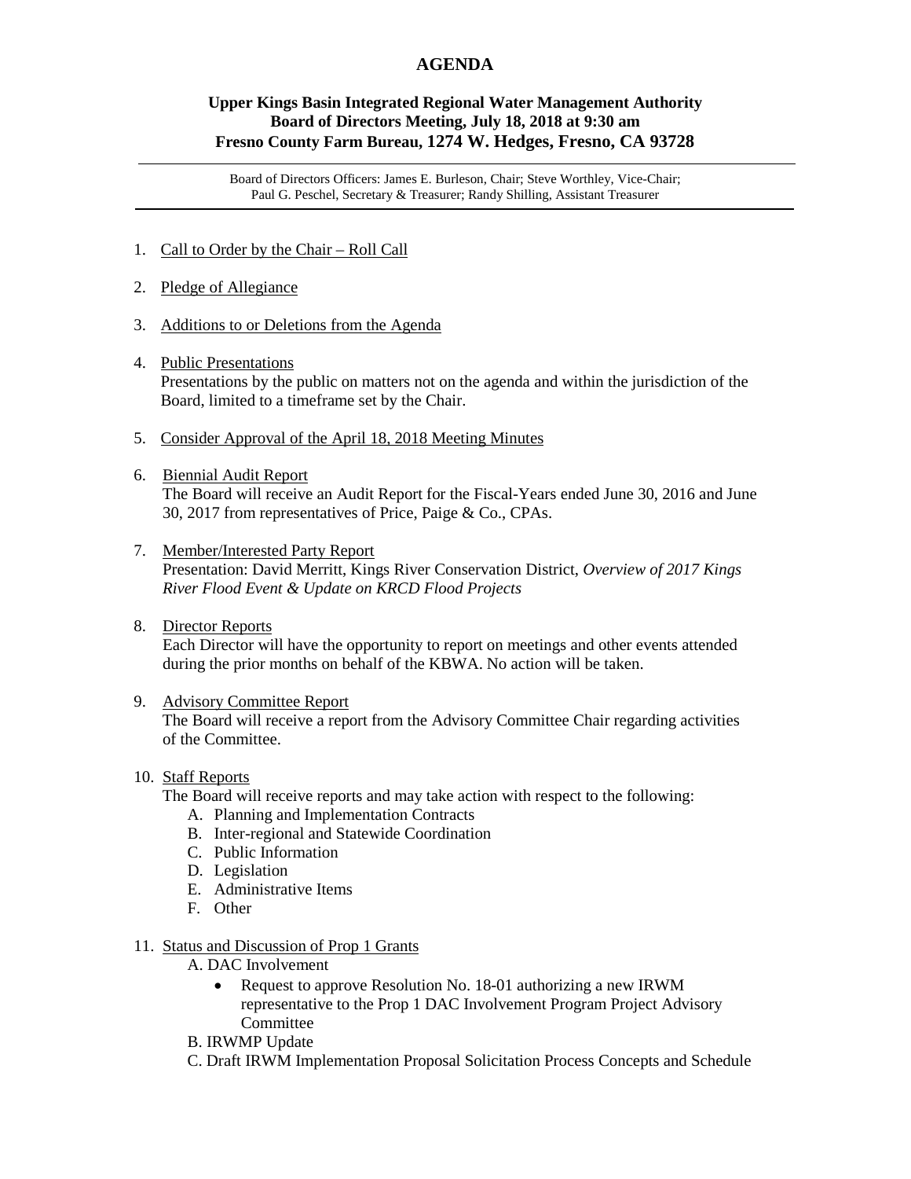# AGENDA

## Upper Kings Basin Integrated Regional Water Management Authority
## Board of Directors Meeting, July 18, 2018 at 9:30 am
## Fresno County Farm Bureau, 1274 W. Hedges, Fresno, CA 93728

---

Board of Directors Officers: James E. Burleson, Chair; Steve Worthley, Vice-Chair; Paul G. Peschel, Secretary & Treasurer; Randy Shilling, Assistant Treasurer

---

1. Call to Order by the Chair – Roll Call

2. Pledge of Allegiance

3. Additions to or Deletions from the Agenda

4. Public Presentations
   Presentations by the public on matters not on the agenda and within the jurisdiction of the Board, limited to a timeframe set by the Chair.

5. Consider Approval of the April 18, 2018 Meeting Minutes

6. Biennial Audit Report
   The Board will receive an Audit Report for the Fiscal-Years ended June 30, 2016 and June 30, 2017 from representatives of Price, Paige & Co., CPAs.

7. Member/Interested Party Report
   Presentation: David Merritt, Kings River Conservation District, *Overview of 2017 Kings River Flood Event & Update on KRCD Flood Projects*

8. Director Reports
   Each Director will have the opportunity to report on meetings and other events attended during the prior months on behalf of the KBWA. No action will be taken.

9. Advisory Committee Report
   The Board will receive a report from the Advisory Committee Chair regarding activities of the Committee.

10. Staff Reports
    The Board will receive reports and may take action with respect to the following:
    A. Planning and Implementation Contracts
    B. Inter-regional and Statewide Coordination
    C. Public Information
    D. Legislation
    E. Administrative Items
    F. Other

11. Status and Discussion of Prop 1 Grants
    A. DAC Involvement
    - Request to approve Resolution No. 18-01 authorizing a new IRWM representative to the Prop 1 DAC Involvement Program Project Advisory Committee

    B. IRWMP Update
    C. Draft IRWM Implementation Proposal Solicitation Process Concepts and Schedule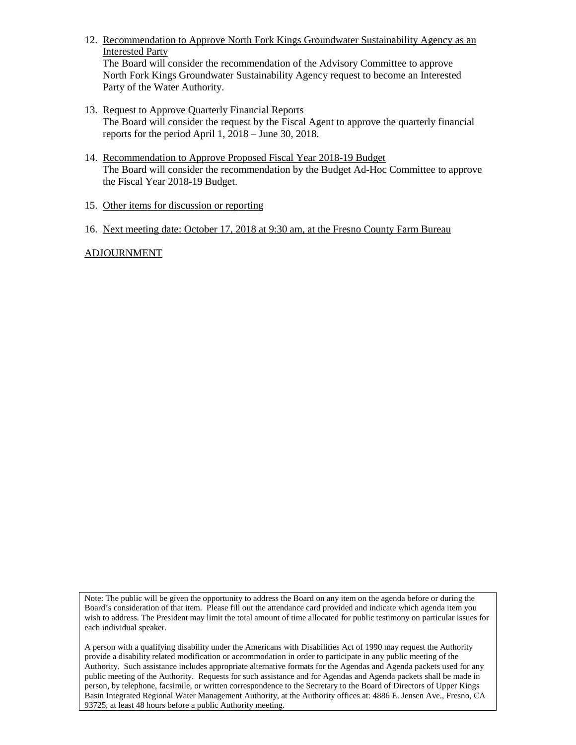12. Recommendation to Approve North Fork Kings Groundwater Sustainability Agency as an Interested Party
    The Board will consider the recommendation of the Advisory Committee to approve North Fork Kings Groundwater Sustainability Agency request to become an Interested Party of the Water Authority.

13. Request to Approve Quarterly Financial Reports
    The Board will consider the request by the Fiscal Agent to approve the quarterly financial reports for the period April 1, 2018 – June 30, 2018.

14. Recommendation to Approve Proposed Fiscal Year 2018-19 Budget
    The Board will consider the recommendation by the Budget Ad-Hoc Committee to approve the Fiscal Year 2018-19 Budget.

15. Other items for discussion or reporting

16. Next meeting date: October 17, 2018 at 9:30 am, at the Fresno County Farm Bureau

ADJOURNMENT

Note: The public will be given the opportunity to address the Board on any item on the agenda before or during the Board's consideration of that item. Please fill out the attendance card provided and indicate which agenda item you wish to address. The President may limit the total amount of time allocated for public testimony on particular issues for each individual speaker.

A person with a qualifying disability under the Americans with Disabilities Act of 1990 may request the Authority provide a disability related modification or accommodation in order to participate in any public meeting of the Authority. Such assistance includes appropriate alternative formats for the Agendas and Agenda packets used for any public meeting of the Authority. Requests for such assistance and for Agendas and Agenda packets shall be made in person, by telephone, facsimile, or written correspondence to the Secretary to the Board of Directors of Upper Kings Basin Integrated Regional Water Management Authority, at the Authority offices at: 4886 E. Jensen Ave., Fresno, CA 93725, at least 48 hours before a public Authority meeting.